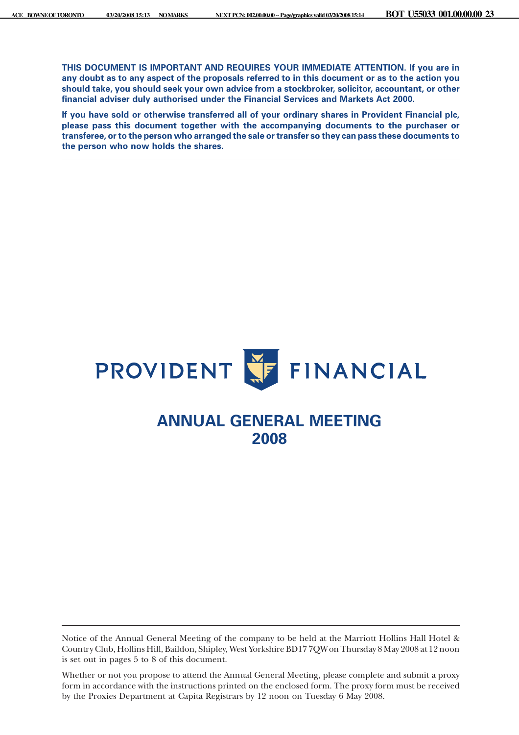**THIS DOCUMENT IS IMPORTANT AND REQUIRES YOUR IMMEDIATE ATTENTION. If you are in any doubt as to any aspect of the proposals referred to in this document or as to the action you should take, you should seek your own advice from a stockbroker, solicitor, accountant, or other financial adviser duly authorised under the Financial Services and Markets Act 2000.**

**If you have sold or otherwise transferred all of your ordinary shares in Provident Financial plc, please pass this document together with the accompanying documents to the purchaser or transferee, or to the person who arranged the sale or transfer so they can pass these documents to the person who now holds the shares.**

---

PROVIDENT FINANCIAL

# ANNUAL GENERAL MEETING 2008

---

Notice of the Annual General Meeting of the company to be held at the Marriott Hollins Hall Hotel & Country Club, Hollins Hill, Baildon, Shipley, West Yorkshire BD17 7QW on Thursday 8 May 2008 at 12 noon is set out in pages 5 to 8 of this document.

Whether or not you propose to attend the Annual General Meeting, please complete and submit a proxy form in accordance with the instructions printed on the enclosed form. The proxy form must be received by the Proxies Department at Capita Registrars by 12 noon on Tuesday 6 May 2008.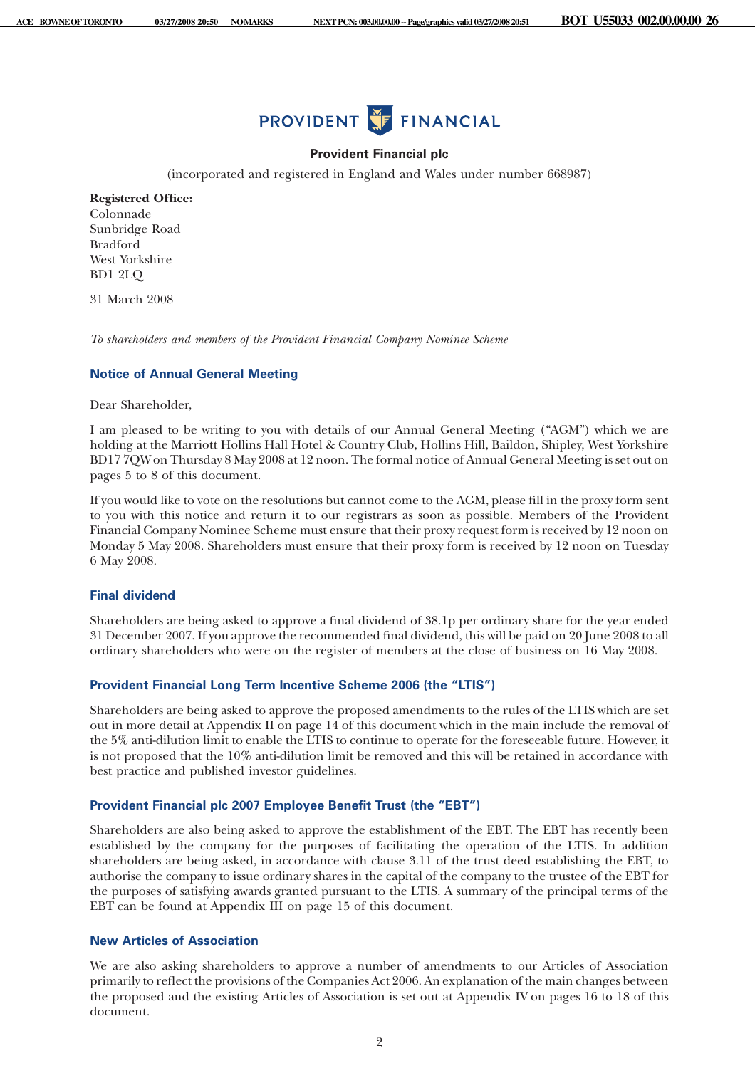PROVIDENT FINANCIAL

**Provident Financial plc**

(incorporated and registered in England and Wales under number 668987)

**Registered Office:**
Colonnade
Sunbridge Road
Bradford
West Yorkshire
BD1 2LQ

31 March 2008

*To shareholders and members of the Provident Financial Company Nominee Scheme*

## Notice of Annual General Meeting

Dear Shareholder,

I am pleased to be writing to you with details of our Annual General Meeting ("AGM") which we are holding at the Marriott Hollins Hall Hotel & Country Club, Hollins Hill, Baildon, Shipley, West Yorkshire BD17 7QW on Thursday 8 May 2008 at 12 noon. The formal notice of Annual General Meeting is set out on pages 5 to 8 of this document.

If you would like to vote on the resolutions but cannot come to the AGM, please fill in the proxy form sent to you with this notice and return it to our registrars as soon as possible. Members of the Provident Financial Company Nominee Scheme must ensure that their proxy request form is received by 12 noon on Monday 5 May 2008. Shareholders must ensure that their proxy form is received by 12 noon on Tuesday 6 May 2008.

### Final dividend

Shareholders are being asked to approve a final dividend of 38.1p per ordinary share for the year ended 31 December 2007. If you approve the recommended final dividend, this will be paid on 20 June 2008 to all ordinary shareholders who were on the register of members at the close of business on 16 May 2008.

### Provident Financial Long Term Incentive Scheme 2006 (the "LTIS")

Shareholders are being asked to approve the proposed amendments to the rules of the LTIS which are set out in more detail at Appendix II on page 14 of this document which in the main include the removal of the 5% anti-dilution limit to enable the LTIS to continue to operate for the foreseeable future. However, it is not proposed that the 10% anti-dilution limit be removed and this will be retained in accordance with best practice and published investor guidelines.

### Provident Financial plc 2007 Employee Benefit Trust (the "EBT")

Shareholders are also being asked to approve the establishment of the EBT. The EBT has recently been established by the company for the purposes of facilitating the operation of the LTIS. In addition shareholders are being asked, in accordance with clause 3.11 of the trust deed establishing the EBT, to authorise the company to issue ordinary shares in the capital of the company to the trustee of the EBT for the purposes of satisfying awards granted pursuant to the LTIS. A summary of the principal terms of the EBT can be found at Appendix III on page 15 of this document.

### New Articles of Association

We are also asking shareholders to approve a number of amendments to our Articles of Association primarily to reflect the provisions of the Companies Act 2006. An explanation of the main changes between the proposed and the existing Articles of Association is set out at Appendix IV on pages 16 to 18 of this document.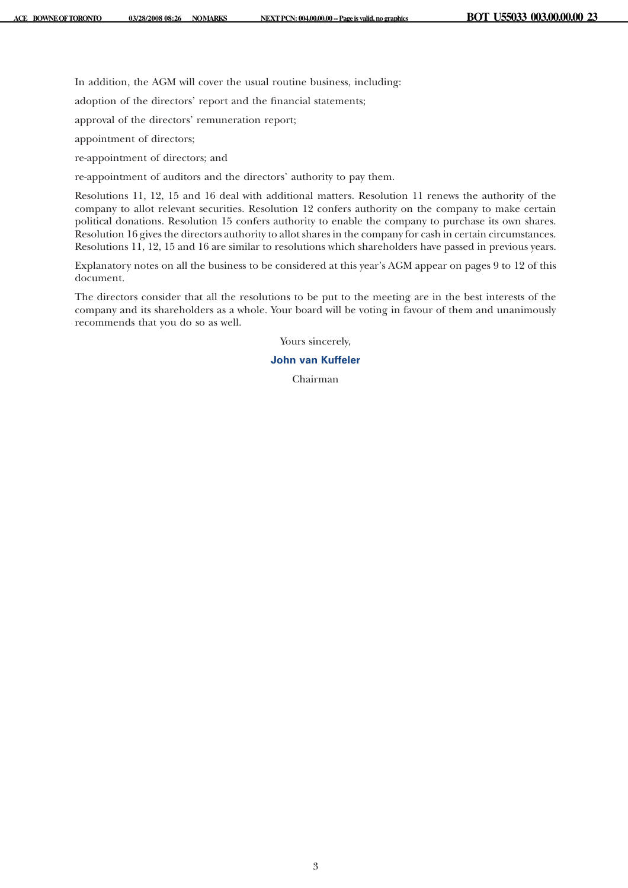In addition, the AGM will cover the usual routine business, including:

adoption of the directors' report and the financial statements;

approval of the directors' remuneration report;

appointment of directors;

re-appointment of directors; and

re-appointment of auditors and the directors' authority to pay them.

Resolutions 11, 12, 15 and 16 deal with additional matters. Resolution 11 renews the authority of the company to allot relevant securities. Resolution 12 confers authority on the company to make certain political donations. Resolution 15 confers authority to enable the company to purchase its own shares. Resolution 16 gives the directors authority to allot shares in the company for cash in certain circumstances. Resolutions 11, 12, 15 and 16 are similar to resolutions which shareholders have passed in previous years.

Explanatory notes on all the business to be considered at this year's AGM appear on pages 9 to 12 of this document.

The directors consider that all the resolutions to be put to the meeting are in the best interests of the company and its shareholders as a whole. Your board will be voting in favour of them and unanimously recommends that you do so as well.

Yours sincerely,

**John van Kuffeler**

Chairman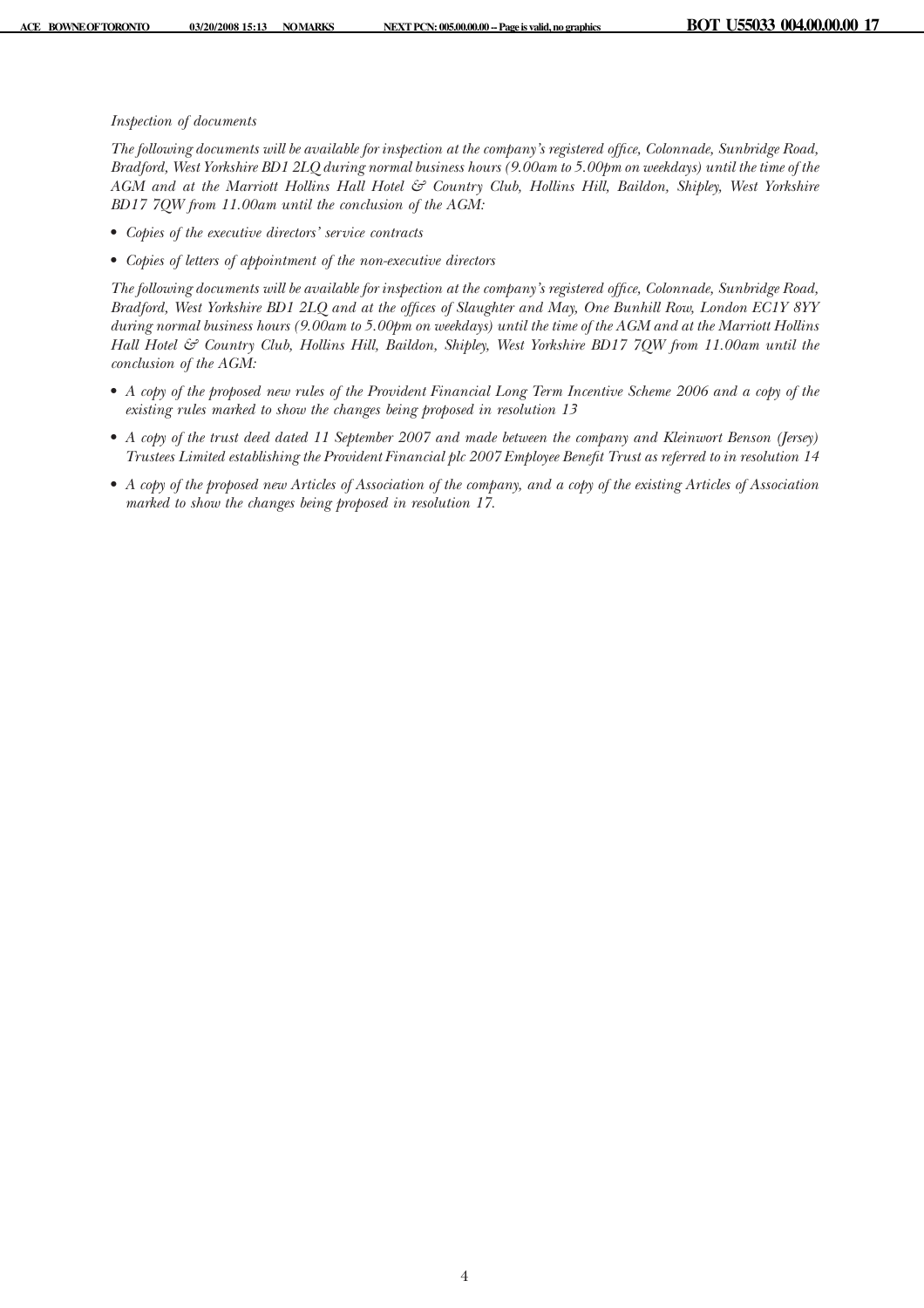*Inspection of documents*

*The following documents will be available for inspection at the company's registered office, Colonnade, Sunbridge Road, Bradford, West Yorkshire BD1 2LQ during normal business hours (9.00am to 5.00pm on weekdays) until the time of the AGM and at the Marriott Hollins Hall Hotel & Country Club, Hollins Hill, Baildon, Shipley, West Yorkshire BD17 7QW from 11.00am until the conclusion of the AGM:*

- *Copies of the executive directors' service contracts*
- *Copies of letters of appointment of the non-executive directors*

*The following documents will be available for inspection at the company's registered office, Colonnade, Sunbridge Road, Bradford, West Yorkshire BD1 2LQ and at the offices of Slaughter and May, One Bunhill Row, London EC1Y 8YY during normal business hours (9.00am to 5.00pm on weekdays) until the time of the AGM and at the Marriott Hollins Hall Hotel & Country Club, Hollins Hill, Baildon, Shipley, West Yorkshire BD17 7QW from 11.00am until the conclusion of the AGM:*

- *A copy of the proposed new rules of the Provident Financial Long Term Incentive Scheme 2006 and a copy of the existing rules marked to show the changes being proposed in resolution 13*
- *A copy of the trust deed dated 11 September 2007 and made between the company and Kleinwort Benson (Jersey) Trustees Limited establishing the Provident Financial plc 2007 Employee Benefit Trust as referred to in resolution 14*
- *A copy of the proposed new Articles of Association of the company, and a copy of the existing Articles of Association marked to show the changes being proposed in resolution 17.*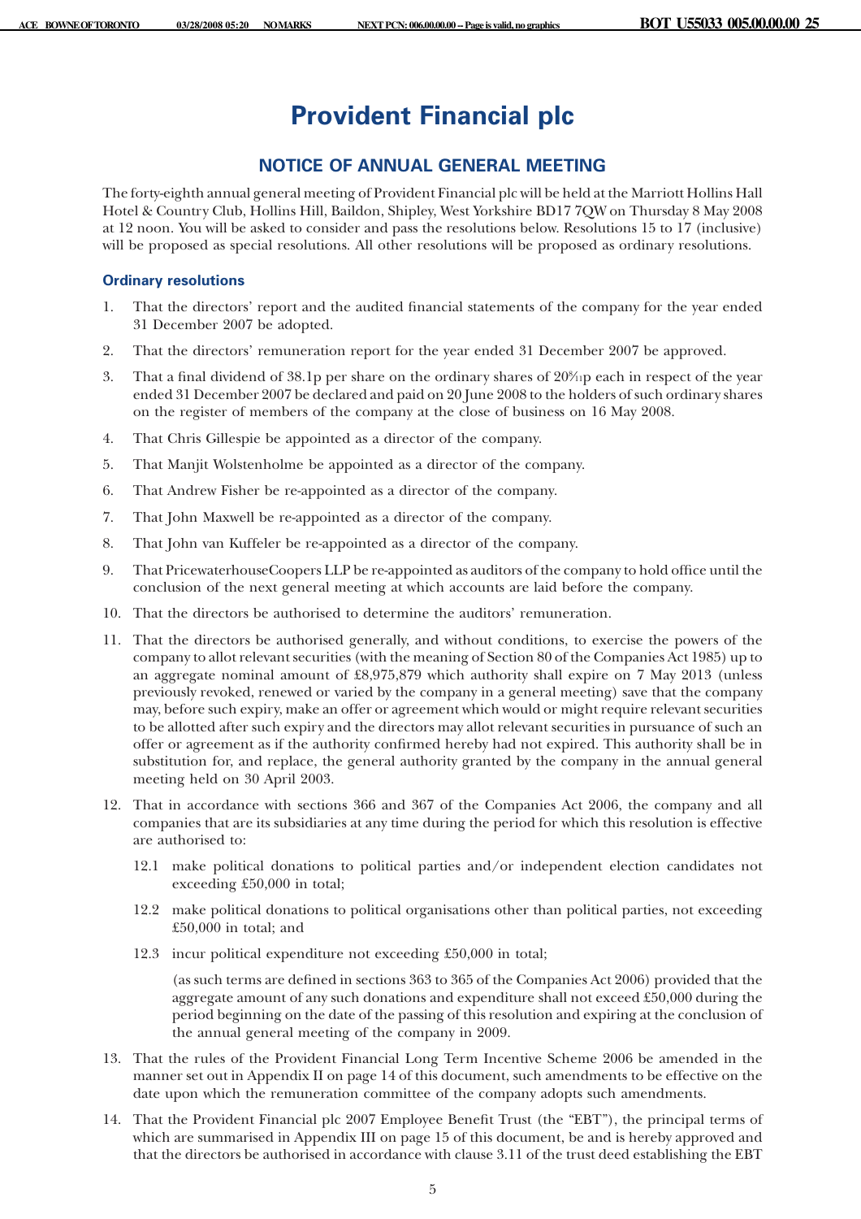# Provident Financial plc

## NOTICE OF ANNUAL GENERAL MEETING

The forty-eighth annual general meeting of Provident Financial plc will be held at the Marriott Hollins Hall Hotel & Country Club, Hollins Hill, Baildon, Shipley, West Yorkshire BD17 7QW on Thursday 8 May 2008 at 12 noon. You will be asked to consider and pass the resolutions below. Resolutions 15 to 17 (inclusive) will be proposed as special resolutions. All other resolutions will be proposed as ordinary resolutions.

### Ordinary resolutions

1. That the directors' report and the audited financial statements of the company for the year ended 31 December 2007 be adopted.
2. That the directors' remuneration report for the year ended 31 December 2007 be approved.
3. That a final dividend of 38.1p per share on the ordinary shares of 20 8/11p each in respect of the year ended 31 December 2007 be declared and paid on 20 June 2008 to the holders of such ordinary shares on the register of members of the company at the close of business on 16 May 2008.
4. That Chris Gillespie be appointed as a director of the company.
5. That Manjit Wolstenholme be appointed as a director of the company.
6. That Andrew Fisher be re-appointed as a director of the company.
7. That John Maxwell be re-appointed as a director of the company.
8. That John van Kuffeler be re-appointed as a director of the company.
9. That PricewaterhouseCoopers LLP be re-appointed as auditors of the company to hold office until the conclusion of the next general meeting at which accounts are laid before the company.
10. That the directors be authorised to determine the auditors' remuneration.
11. That the directors be authorised generally, and without conditions, to exercise the powers of the company to allot relevant securities (with the meaning of Section 80 of the Companies Act 1985) up to an aggregate nominal amount of £8,975,879 which authority shall expire on 7 May 2013 (unless previously revoked, renewed or varied by the company in a general meeting) save that the company may, before such expiry, make an offer or agreement which would or might require relevant securities to be allotted after such expiry and the directors may allot relevant securities in pursuance of such an offer or agreement as if the authority confirmed hereby had not expired. This authority shall be in substitution for, and replace, the general authority granted by the company in the annual general meeting held on 30 April 2003.
12. That in accordance with sections 366 and 367 of the Companies Act 2006, the company and all companies that are its subsidiaries at any time during the period for which this resolution is effective are authorised to:

    12.1 make political donations to political parties and/or independent election candidates not exceeding £50,000 in total;

    12.2 make political donations to political organisations other than political parties, not exceeding £50,000 in total; and

    12.3 incur political expenditure not exceeding £50,000 in total;

    (as such terms are defined in sections 363 to 365 of the Companies Act 2006) provided that the aggregate amount of any such donations and expenditure shall not exceed £50,000 during the period beginning on the date of the passing of this resolution and expiring at the conclusion of the annual general meeting of the company in 2009.
13. That the rules of the Provident Financial Long Term Incentive Scheme 2006 be amended in the manner set out in Appendix II on page 14 of this document, such amendments to be effective on the date upon which the remuneration committee of the company adopts such amendments.
14. That the Provident Financial plc 2007 Employee Benefit Trust (the "EBT"), the principal terms of which are summarised in Appendix III on page 15 of this document, be and is hereby approved and that the directors be authorised in accordance with clause 3.11 of the trust deed establishing the EBT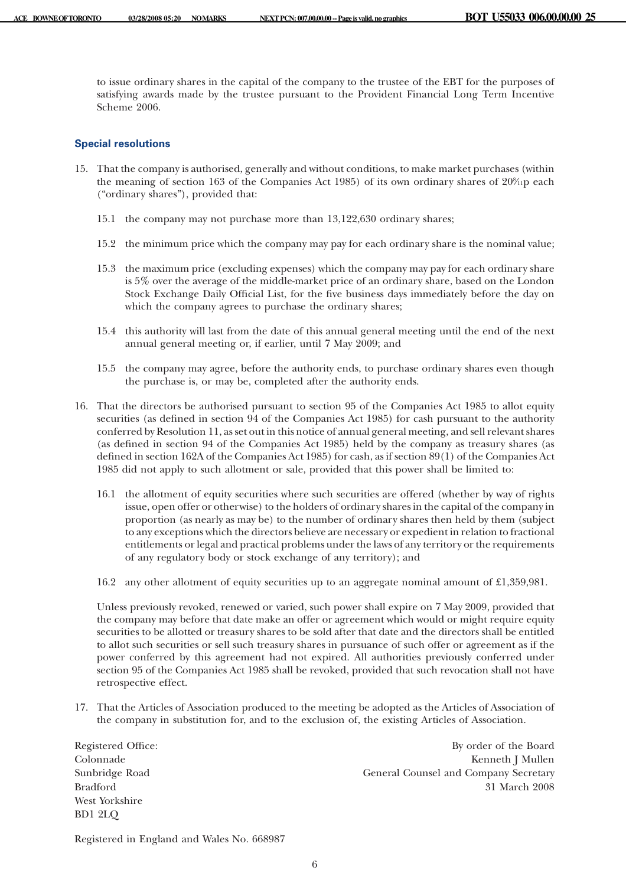to issue ordinary shares in the capital of the company to the trustee of the EBT for the purposes of satisfying awards made by the trustee pursuant to the Provident Financial Long Term Incentive Scheme 2006.

## Special resolutions

15. That the company is authorised, generally and without conditions, to make market purchases (within the meaning of section 163 of the Companies Act 1985) of its own ordinary shares of 20 8⁄11p each ("ordinary shares"), provided that:

    15.1 the company may not purchase more than 13,122,630 ordinary shares;

    15.2 the minimum price which the company may pay for each ordinary share is the nominal value;

    15.3 the maximum price (excluding expenses) which the company may pay for each ordinary share is 5% over the average of the middle-market price of an ordinary share, based on the London Stock Exchange Daily Official List, for the five business days immediately before the day on which the company agrees to purchase the ordinary shares;

    15.4 this authority will last from the date of this annual general meeting until the end of the next annual general meeting or, if earlier, until 7 May 2009; and

    15.5 the company may agree, before the authority ends, to purchase ordinary shares even though the purchase is, or may be, completed after the authority ends.

16. That the directors be authorised pursuant to section 95 of the Companies Act 1985 to allot equity securities (as defined in section 94 of the Companies Act 1985) for cash pursuant to the authority conferred by Resolution 11, as set out in this notice of annual general meeting, and sell relevant shares (as defined in section 94 of the Companies Act 1985) held by the company as treasury shares (as defined in section 162A of the Companies Act 1985) for cash, as if section 89(1) of the Companies Act 1985 did not apply to such allotment or sale, provided that this power shall be limited to:

    16.1 the allotment of equity securities where such securities are offered (whether by way of rights issue, open offer or otherwise) to the holders of ordinary shares in the capital of the company in proportion (as nearly as may be) to the number of ordinary shares then held by them (subject to any exceptions which the directors believe are necessary or expedient in relation to fractional entitlements or legal and practical problems under the laws of any territory or the requirements of any regulatory body or stock exchange of any territory); and

    16.2 any other allotment of equity securities up to an aggregate nominal amount of £1,359,981.

    Unless previously revoked, renewed or varied, such power shall expire on 7 May 2009, provided that the company may before that date make an offer or agreement which would or might require equity securities to be allotted or treasury shares to be sold after that date and the directors shall be entitled to allot such securities or sell such treasury shares in pursuance of such offer or agreement as if the power conferred by this agreement had not expired. All authorities previously conferred under section 95 of the Companies Act 1985 shall be revoked, provided that such revocation shall not have retrospective effect.

17. That the Articles of Association produced to the meeting be adopted as the Articles of Association of the company in substitution for, and to the exclusion of, the existing Articles of Association.

Registered Office:
Colonnade
Sunbridge Road
Bradford
West Yorkshire
BD1 2LQ

By order of the Board
Kenneth J Mullen
General Counsel and Company Secretary
31 March 2008

Registered in England and Wales No. 668987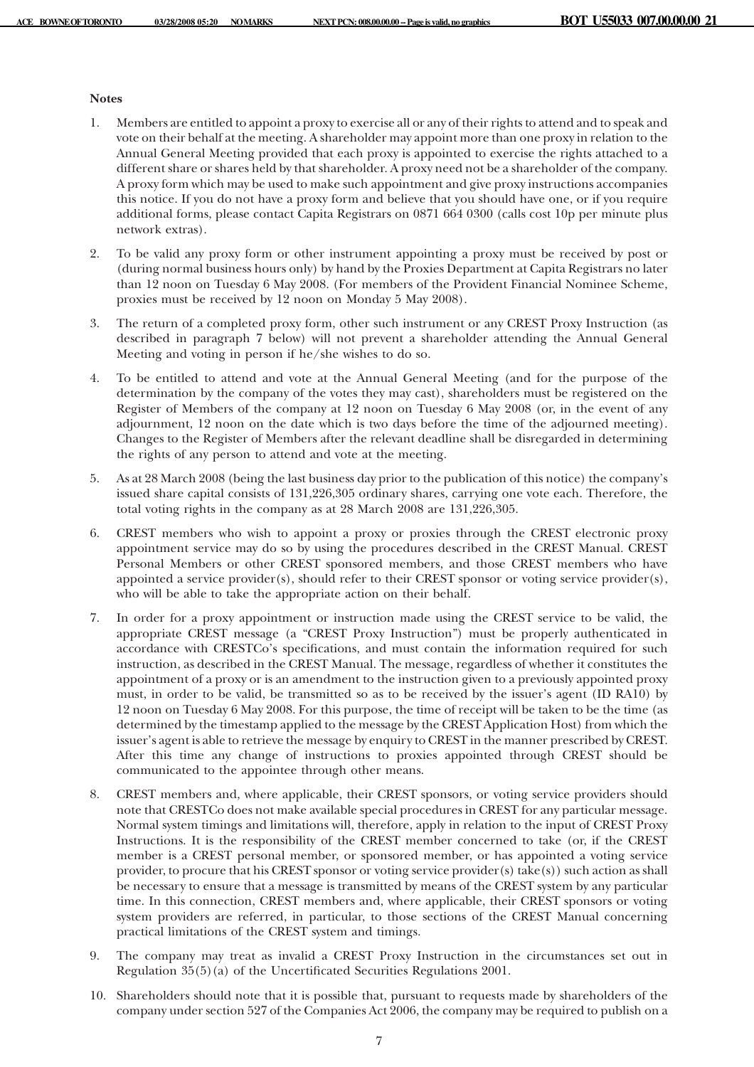**Notes**

1. Members are entitled to appoint a proxy to exercise all or any of their rights to attend and to speak and vote on their behalf at the meeting. A shareholder may appoint more than one proxy in relation to the Annual General Meeting provided that each proxy is appointed to exercise the rights attached to a different share or shares held by that shareholder. A proxy need not be a shareholder of the company. A proxy form which may be used to make such appointment and give proxy instructions accompanies this notice. If you do not have a proxy form and believe that you should have one, or if you require additional forms, please contact Capita Registrars on 0871 664 0300 (calls cost 10p per minute plus network extras).

2. To be valid any proxy form or other instrument appointing a proxy must be received by post or (during normal business hours only) by hand by the Proxies Department at Capita Registrars no later than 12 noon on Tuesday 6 May 2008. (For members of the Provident Financial Nominee Scheme, proxies must be received by 12 noon on Monday 5 May 2008).

3. The return of a completed proxy form, other such instrument or any CREST Proxy Instruction (as described in paragraph 7 below) will not prevent a shareholder attending the Annual General Meeting and voting in person if he/she wishes to do so.

4. To be entitled to attend and vote at the Annual General Meeting (and for the purpose of the determination by the company of the votes they may cast), shareholders must be registered on the Register of Members of the company at 12 noon on Tuesday 6 May 2008 (or, in the event of any adjournment, 12 noon on the date which is two days before the time of the adjourned meeting). Changes to the Register of Members after the relevant deadline shall be disregarded in determining the rights of any person to attend and vote at the meeting.

5. As at 28 March 2008 (being the last business day prior to the publication of this notice) the company's issued share capital consists of 131,226,305 ordinary shares, carrying one vote each. Therefore, the total voting rights in the company as at 28 March 2008 are 131,226,305.

6. CREST members who wish to appoint a proxy or proxies through the CREST electronic proxy appointment service may do so by using the procedures described in the CREST Manual. CREST Personal Members or other CREST sponsored members, and those CREST members who have appointed a service provider(s), should refer to their CREST sponsor or voting service provider(s), who will be able to take the appropriate action on their behalf.

7. In order for a proxy appointment or instruction made using the CREST service to be valid, the appropriate CREST message (a "CREST Proxy Instruction") must be properly authenticated in accordance with CRESTCo's specifications, and must contain the information required for such instruction, as described in the CREST Manual. The message, regardless of whether it constitutes the appointment of a proxy or is an amendment to the instruction given to a previously appointed proxy must, in order to be valid, be transmitted so as to be received by the issuer's agent (ID RA10) by 12 noon on Tuesday 6 May 2008. For this purpose, the time of receipt will be taken to be the time (as determined by the timestamp applied to the message by the CREST Application Host) from which the issuer's agent is able to retrieve the message by enquiry to CREST in the manner prescribed by CREST. After this time any change of instructions to proxies appointed through CREST should be communicated to the appointee through other means.

8. CREST members and, where applicable, their CREST sponsors, or voting service providers should note that CRESTCo does not make available special procedures in CREST for any particular message. Normal system timings and limitations will, therefore, apply in relation to the input of CREST Proxy Instructions. It is the responsibility of the CREST member concerned to take (or, if the CREST member is a CREST personal member, or sponsored member, or has appointed a voting service provider, to procure that his CREST sponsor or voting service provider(s) take(s)) such action as shall be necessary to ensure that a message is transmitted by means of the CREST system by any particular time. In this connection, CREST members and, where applicable, their CREST sponsors or voting system providers are referred, in particular, to those sections of the CREST Manual concerning practical limitations of the CREST system and timings.

9. The company may treat as invalid a CREST Proxy Instruction in the circumstances set out in Regulation 35(5)(a) of the Uncertificated Securities Regulations 2001.

10. Shareholders should note that it is possible that, pursuant to requests made by shareholders of the company under section 527 of the Companies Act 2006, the company may be required to publish on a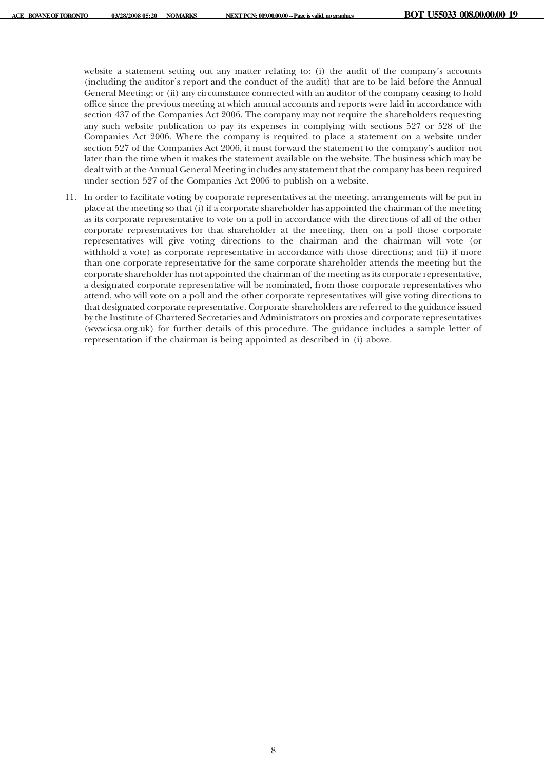website a statement setting out any matter relating to: (i) the audit of the company's accounts (including the auditor's report and the conduct of the audit) that are to be laid before the Annual General Meeting; or (ii) any circumstance connected with an auditor of the company ceasing to hold office since the previous meeting at which annual accounts and reports were laid in accordance with section 437 of the Companies Act 2006. The company may not require the shareholders requesting any such website publication to pay its expenses in complying with sections 527 or 528 of the Companies Act 2006. Where the company is required to place a statement on a website under section 527 of the Companies Act 2006, it must forward the statement to the company's auditor not later than the time when it makes the statement available on the website. The business which may be dealt with at the Annual General Meeting includes any statement that the company has been required under section 527 of the Companies Act 2006 to publish on a website.

11. In order to facilitate voting by corporate representatives at the meeting, arrangements will be put in place at the meeting so that (i) if a corporate shareholder has appointed the chairman of the meeting as its corporate representative to vote on a poll in accordance with the directions of all of the other corporate representatives for that shareholder at the meeting, then on a poll those corporate representatives will give voting directions to the chairman and the chairman will vote (or withhold a vote) as corporate representative in accordance with those directions; and (ii) if more than one corporate representative for the same corporate shareholder attends the meeting but the corporate shareholder has not appointed the chairman of the meeting as its corporate representative, a designated corporate representative will be nominated, from those corporate representatives who attend, who will vote on a poll and the other corporate representatives will give voting directions to that designated corporate representative. Corporate shareholders are referred to the guidance issued by the Institute of Chartered Secretaries and Administrators on proxies and corporate representatives (www.icsa.org.uk) for further details of this procedure. The guidance includes a sample letter of representation if the chairman is being appointed as described in (i) above.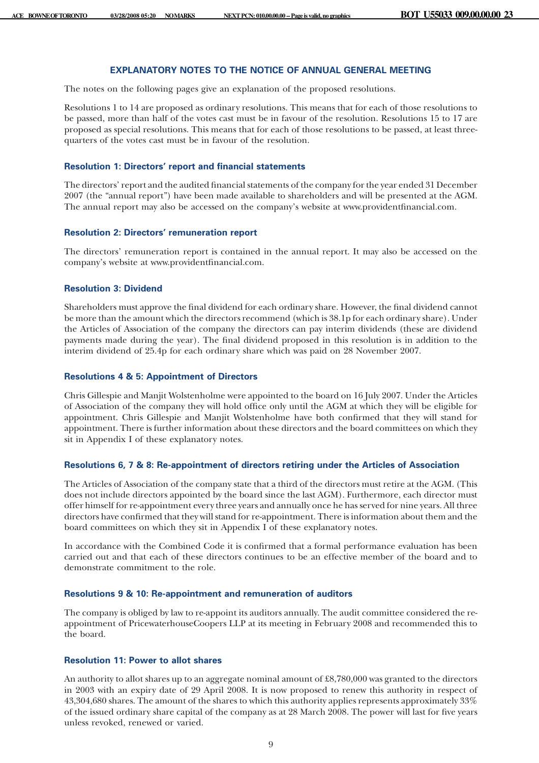## EXPLANATORY NOTES TO THE NOTICE OF ANNUAL GENERAL MEETING

The notes on the following pages give an explanation of the proposed resolutions.

Resolutions 1 to 14 are proposed as ordinary resolutions. This means that for each of those resolutions to be passed, more than half of the votes cast must be in favour of the resolution. Resolutions 15 to 17 are proposed as special resolutions. This means that for each of those resolutions to be passed, at least three-quarters of the votes cast must be in favour of the resolution.

### Resolution 1: Directors' report and financial statements

The directors' report and the audited financial statements of the company for the year ended 31 December 2007 (the "annual report") have been made available to shareholders and will be presented at the AGM. The annual report may also be accessed on the company's website at www.providentfinancial.com.

### Resolution 2: Directors' remuneration report

The directors' remuneration report is contained in the annual report. It may also be accessed on the company's website at www.providentfinancial.com.

### Resolution 3: Dividend

Shareholders must approve the final dividend for each ordinary share. However, the final dividend cannot be more than the amount which the directors recommend (which is 38.1p for each ordinary share). Under the Articles of Association of the company the directors can pay interim dividends (these are dividend payments made during the year). The final dividend proposed in this resolution is in addition to the interim dividend of 25.4p for each ordinary share which was paid on 28 November 2007.

### Resolutions 4 & 5: Appointment of Directors

Chris Gillespie and Manjit Wolstenholme were appointed to the board on 16 July 2007. Under the Articles of Association of the company they will hold office only until the AGM at which they will be eligible for appointment. Chris Gillespie and Manjit Wolstenholme have both confirmed that they will stand for appointment. There is further information about these directors and the board committees on which they sit in Appendix I of these explanatory notes.

### Resolutions 6, 7 & 8: Re-appointment of directors retiring under the Articles of Association

The Articles of Association of the company state that a third of the directors must retire at the AGM. (This does not include directors appointed by the board since the last AGM). Furthermore, each director must offer himself for re-appointment every three years and annually once he has served for nine years. All three directors have confirmed that they will stand for re-appointment. There is information about them and the board committees on which they sit in Appendix I of these explanatory notes.

In accordance with the Combined Code it is confirmed that a formal performance evaluation has been carried out and that each of these directors continues to be an effective member of the board and to demonstrate commitment to the role.

### Resolutions 9 & 10: Re-appointment and remuneration of auditors

The company is obliged by law to re-appoint its auditors annually. The audit committee considered the re-appointment of PricewaterhouseCoopers LLP at its meeting in February 2008 and recommended this to the board.

### Resolution 11: Power to allot shares

An authority to allot shares up to an aggregate nominal amount of £8,780,000 was granted to the directors in 2003 with an expiry date of 29 April 2008. It is now proposed to renew this authority in respect of 43,304,680 shares. The amount of the shares to which this authority applies represents approximately 33% of the issued ordinary share capital of the company as at 28 March 2008. The power will last for five years unless revoked, renewed or varied.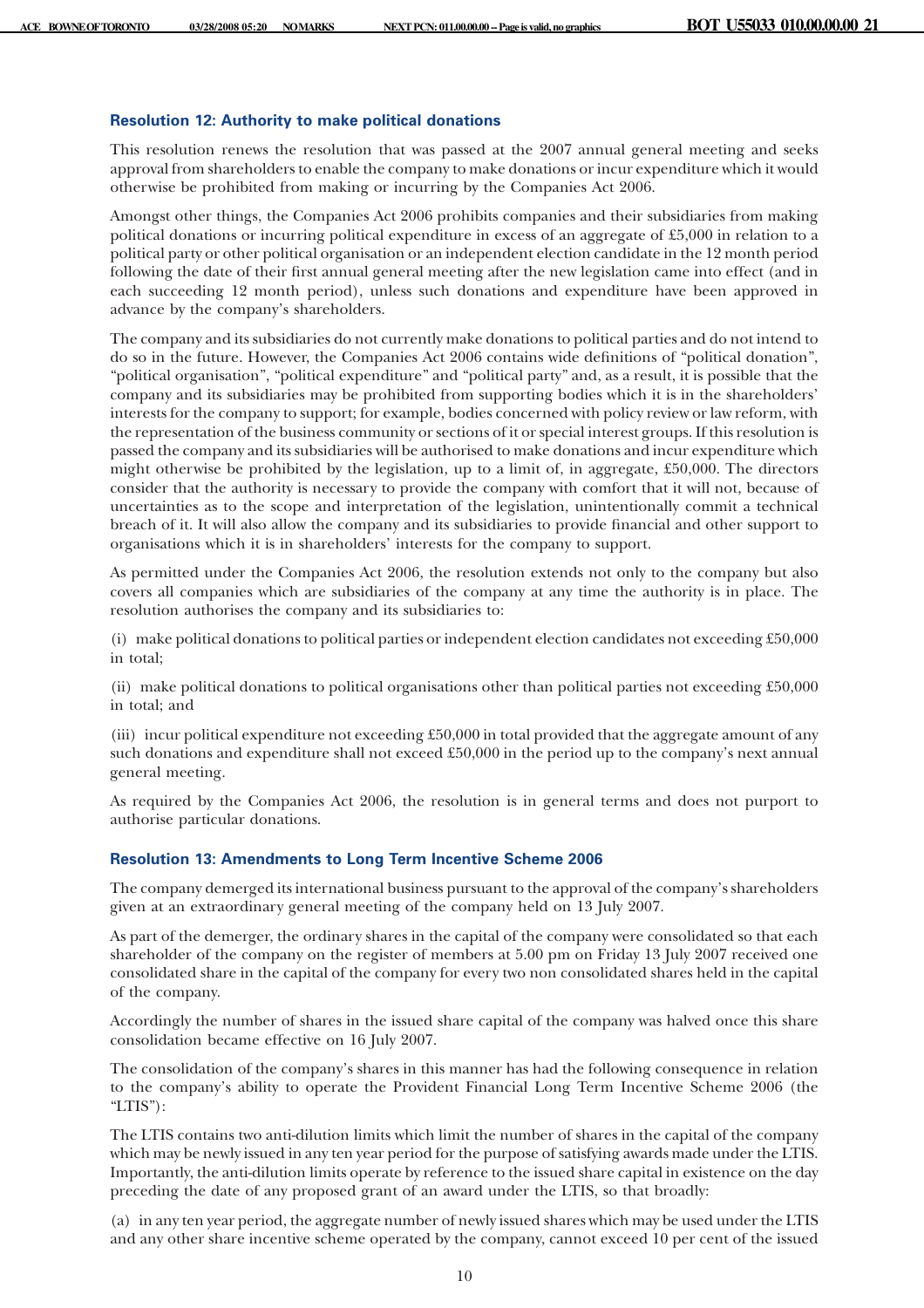### Resolution 12: Authority to make political donations

This resolution renews the resolution that was passed at the 2007 annual general meeting and seeks approval from shareholders to enable the company to make donations or incur expenditure which it would otherwise be prohibited from making or incurring by the Companies Act 2006.

Amongst other things, the Companies Act 2006 prohibits companies and their subsidiaries from making political donations or incurring political expenditure in excess of an aggregate of £5,000 in relation to a political party or other political organisation or an independent election candidate in the 12 month period following the date of their first annual general meeting after the new legislation came into effect (and in each succeeding 12 month period), unless such donations and expenditure have been approved in advance by the company's shareholders.

The company and its subsidiaries do not currently make donations to political parties and do not intend to do so in the future. However, the Companies Act 2006 contains wide definitions of "political donation", "political organisation", "political expenditure" and "political party" and, as a result, it is possible that the company and its subsidiaries may be prohibited from supporting bodies which it is in the shareholders' interests for the company to support; for example, bodies concerned with policy review or law reform, with the representation of the business community or sections of it or special interest groups. If this resolution is passed the company and its subsidiaries will be authorised to make donations and incur expenditure which might otherwise be prohibited by the legislation, up to a limit of, in aggregate, £50,000. The directors consider that the authority is necessary to provide the company with comfort that it will not, because of uncertainties as to the scope and interpretation of the legislation, unintentionally commit a technical breach of it. It will also allow the company and its subsidiaries to provide financial and other support to organisations which it is in shareholders' interests for the company to support.

As permitted under the Companies Act 2006, the resolution extends not only to the company but also covers all companies which are subsidiaries of the company at any time the authority is in place. The resolution authorises the company and its subsidiaries to:

(i) make political donations to political parties or independent election candidates not exceeding £50,000 in total;

(ii) make political donations to political organisations other than political parties not exceeding £50,000 in total; and

(iii) incur political expenditure not exceeding £50,000 in total provided that the aggregate amount of any such donations and expenditure shall not exceed £50,000 in the period up to the company's next annual general meeting.

As required by the Companies Act 2006, the resolution is in general terms and does not purport to authorise particular donations.

### Resolution 13: Amendments to Long Term Incentive Scheme 2006

The company demerged its international business pursuant to the approval of the company's shareholders given at an extraordinary general meeting of the company held on 13 July 2007.

As part of the demerger, the ordinary shares in the capital of the company were consolidated so that each shareholder of the company on the register of members at 5.00 pm on Friday 13 July 2007 received one consolidated share in the capital of the company for every two non consolidated shares held in the capital of the company.

Accordingly the number of shares in the issued share capital of the company was halved once this share consolidation became effective on 16 July 2007.

The consolidation of the company's shares in this manner has had the following consequence in relation to the company's ability to operate the Provident Financial Long Term Incentive Scheme 2006 (the "LTIS"):

The LTIS contains two anti-dilution limits which limit the number of shares in the capital of the company which may be newly issued in any ten year period for the purpose of satisfying awards made under the LTIS. Importantly, the anti-dilution limits operate by reference to the issued share capital in existence on the day preceding the date of any proposed grant of an award under the LTIS, so that broadly:

(a) in any ten year period, the aggregate number of newly issued shares which may be used under the LTIS and any other share incentive scheme operated by the company, cannot exceed 10 per cent of the issued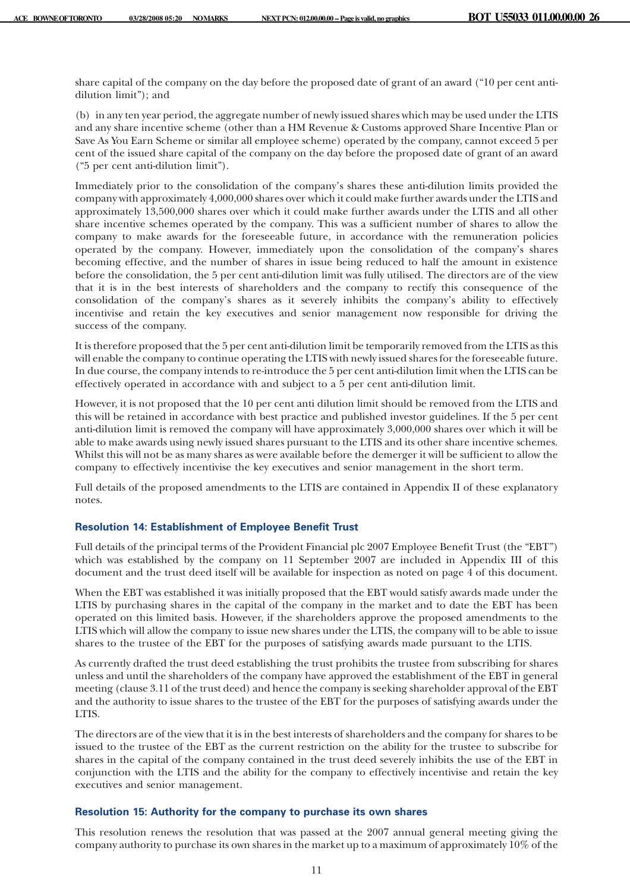share capital of the company on the day before the proposed date of grant of an award ("10 per cent anti-dilution limit"); and

(b) in any ten year period, the aggregate number of newly issued shares which may be used under the LTIS and any share incentive scheme (other than a HM Revenue & Customs approved Share Incentive Plan or Save As You Earn Scheme or similar all employee scheme) operated by the company, cannot exceed 5 per cent of the issued share capital of the company on the day before the proposed date of grant of an award ("5 per cent anti-dilution limit").

Immediately prior to the consolidation of the company's shares these anti-dilution limits provided the company with approximately 4,000,000 shares over which it could make further awards under the LTIS and approximately 13,500,000 shares over which it could make further awards under the LTIS and all other share incentive schemes operated by the company. This was a sufficient number of shares to allow the company to make awards for the foreseeable future, in accordance with the remuneration policies operated by the company. However, immediately upon the consolidation of the company's shares becoming effective, and the number of shares in issue being reduced to half the amount in existence before the consolidation, the 5 per cent anti-dilution limit was fully utilised. The directors are of the view that it is in the best interests of shareholders and the company to rectify this consequence of the consolidation of the company's shares as it severely inhibits the company's ability to effectively incentivise and retain the key executives and senior management now responsible for driving the success of the company.

It is therefore proposed that the 5 per cent anti-dilution limit be temporarily removed from the LTIS as this will enable the company to continue operating the LTIS with newly issued shares for the foreseeable future. In due course, the company intends to re-introduce the 5 per cent anti-dilution limit when the LTIS can be effectively operated in accordance with and subject to a 5 per cent anti-dilution limit.

However, it is not proposed that the 10 per cent anti dilution limit should be removed from the LTIS and this will be retained in accordance with best practice and published investor guidelines. If the 5 per cent anti-dilution limit is removed the company will have approximately 3,000,000 shares over which it will be able to make awards using newly issued shares pursuant to the LTIS and its other share incentive schemes. Whilst this will not be as many shares as were available before the demerger it will be sufficient to allow the company to effectively incentivise the key executives and senior management in the short term.

Full details of the proposed amendments to the LTIS are contained in Appendix II of these explanatory notes.

### Resolution 14: Establishment of Employee Benefit Trust

Full details of the principal terms of the Provident Financial plc 2007 Employee Benefit Trust (the "EBT") which was established by the company on 11 September 2007 are included in Appendix III of this document and the trust deed itself will be available for inspection as noted on page 4 of this document.

When the EBT was established it was initially proposed that the EBT would satisfy awards made under the LTIS by purchasing shares in the capital of the company in the market and to date the EBT has been operated on this limited basis. However, if the shareholders approve the proposed amendments to the LTIS which will allow the company to issue new shares under the LTIS, the company will to be able to issue shares to the trustee of the EBT for the purposes of satisfying awards made pursuant to the LTIS.

As currently drafted the trust deed establishing the trust prohibits the trustee from subscribing for shares unless and until the shareholders of the company have approved the establishment of the EBT in general meeting (clause 3.11 of the trust deed) and hence the company is seeking shareholder approval of the EBT and the authority to issue shares to the trustee of the EBT for the purposes of satisfying awards under the LTIS.

The directors are of the view that it is in the best interests of shareholders and the company for shares to be issued to the trustee of the EBT as the current restriction on the ability for the trustee to subscribe for shares in the capital of the company contained in the trust deed severely inhibits the use of the EBT in conjunction with the LTIS and the ability for the company to effectively incentivise and retain the key executives and senior management.

### Resolution 15: Authority for the company to purchase its own shares

This resolution renews the resolution that was passed at the 2007 annual general meeting giving the company authority to purchase its own shares in the market up to a maximum of approximately 10% of the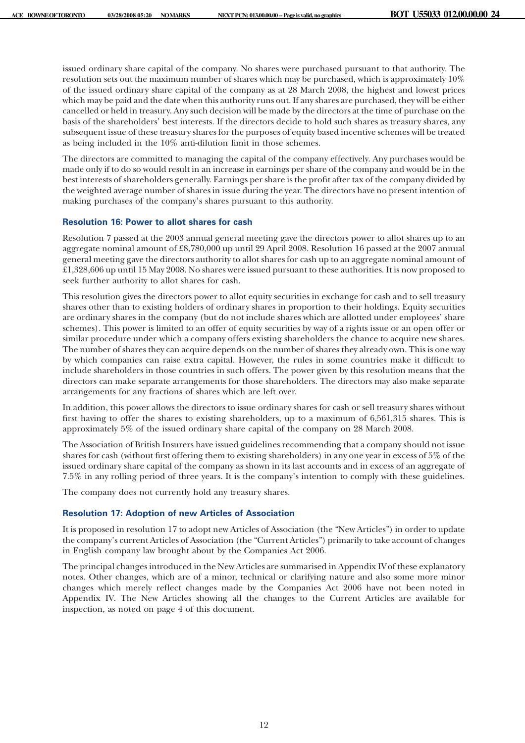issued ordinary share capital of the company. No shares were purchased pursuant to that authority. The resolution sets out the maximum number of shares which may be purchased, which is approximately 10% of the issued ordinary share capital of the company as at 28 March 2008, the highest and lowest prices which may be paid and the date when this authority runs out. If any shares are purchased, they will be either cancelled or held in treasury. Any such decision will be made by the directors at the time of purchase on the basis of the shareholders' best interests. If the directors decide to hold such shares as treasury shares, any subsequent issue of these treasury shares for the purposes of equity based incentive schemes will be treated as being included in the 10% anti-dilution limit in those schemes.

The directors are committed to managing the capital of the company effectively. Any purchases would be made only if to do so would result in an increase in earnings per share of the company and would be in the best interests of shareholders generally. Earnings per share is the profit after tax of the company divided by the weighted average number of shares in issue during the year. The directors have no present intention of making purchases of the company's shares pursuant to this authority.

### Resolution 16: Power to allot shares for cash

Resolution 7 passed at the 2003 annual general meeting gave the directors power to allot shares up to an aggregate nominal amount of £8,780,000 up until 29 April 2008. Resolution 16 passed at the 2007 annual general meeting gave the directors authority to allot shares for cash up to an aggregate nominal amount of £1,328,606 up until 15 May 2008. No shares were issued pursuant to these authorities. It is now proposed to seek further authority to allot shares for cash.

This resolution gives the directors power to allot equity securities in exchange for cash and to sell treasury shares other than to existing holders of ordinary shares in proportion to their holdings. Equity securities are ordinary shares in the company (but do not include shares which are allotted under employees' share schemes). This power is limited to an offer of equity securities by way of a rights issue or an open offer or similar procedure under which a company offers existing shareholders the chance to acquire new shares. The number of shares they can acquire depends on the number of shares they already own. This is one way by which companies can raise extra capital. However, the rules in some countries make it difficult to include shareholders in those countries in such offers. The power given by this resolution means that the directors can make separate arrangements for those shareholders. The directors may also make separate arrangements for any fractions of shares which are left over.

In addition, this power allows the directors to issue ordinary shares for cash or sell treasury shares without first having to offer the shares to existing shareholders, up to a maximum of 6,561,315 shares. This is approximately 5% of the issued ordinary share capital of the company on 28 March 2008.

The Association of British Insurers have issued guidelines recommending that a company should not issue shares for cash (without first offering them to existing shareholders) in any one year in excess of 5% of the issued ordinary share capital of the company as shown in its last accounts and in excess of an aggregate of 7.5% in any rolling period of three years. It is the company's intention to comply with these guidelines.

The company does not currently hold any treasury shares.

### Resolution 17: Adoption of new Articles of Association

It is proposed in resolution 17 to adopt new Articles of Association (the "New Articles") in order to update the company's current Articles of Association (the "Current Articles") primarily to take account of changes in English company law brought about by the Companies Act 2006.

The principal changes introduced in the New Articles are summarised in Appendix IV of these explanatory notes. Other changes, which are of a minor, technical or clarifying nature and also some more minor changes which merely reflect changes made by the Companies Act 2006 have not been noted in Appendix IV. The New Articles showing all the changes to the Current Articles are available for inspection, as noted on page 4 of this document.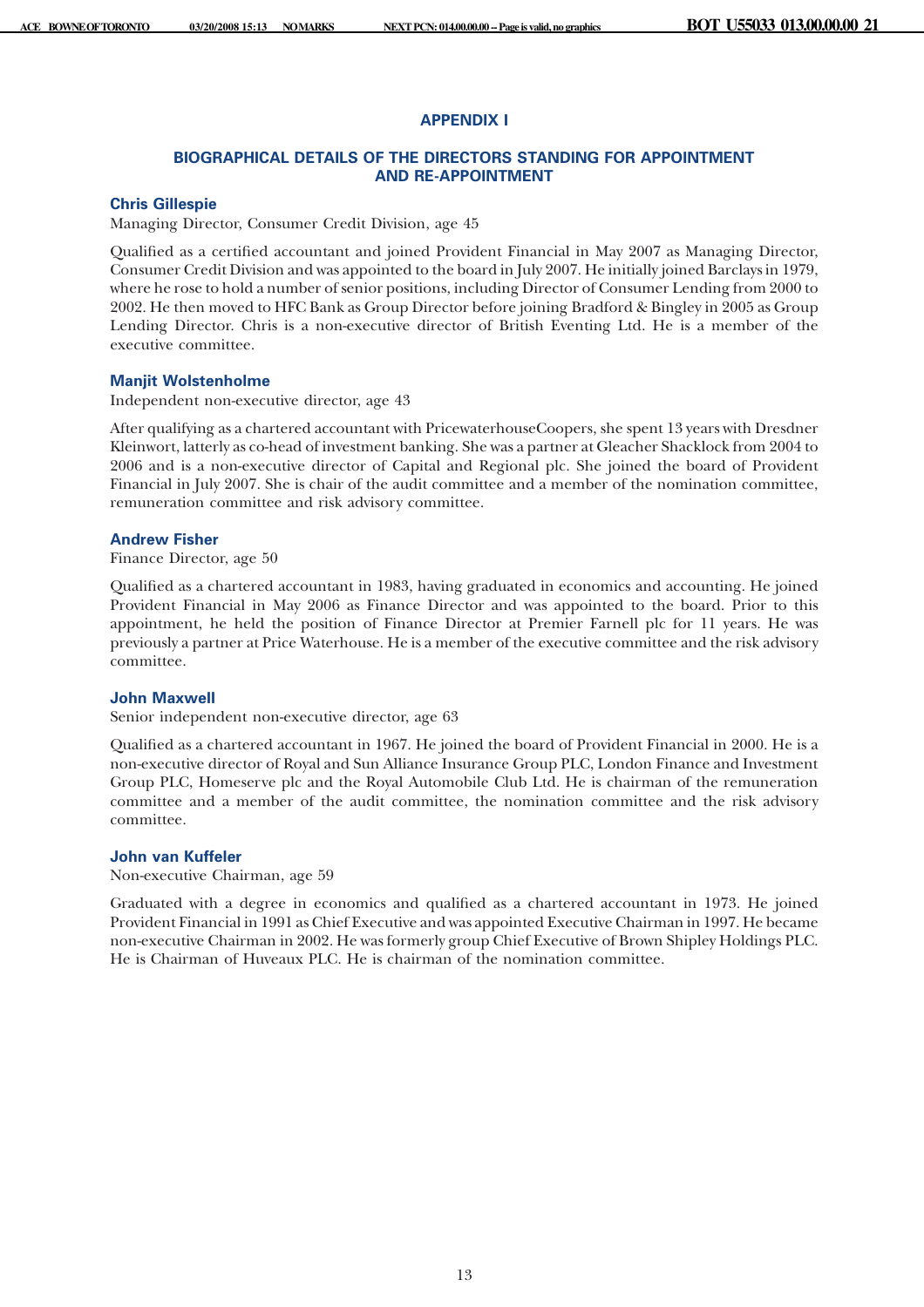# APPENDIX I

## BIOGRAPHICAL DETAILS OF THE DIRECTORS STANDING FOR APPOINTMENT AND RE-APPOINTMENT

### Chris Gillespie

Managing Director, Consumer Credit Division, age 45

Qualified as a certified accountant and joined Provident Financial in May 2007 as Managing Director, Consumer Credit Division and was appointed to the board in July 2007. He initially joined Barclays in 1979, where he rose to hold a number of senior positions, including Director of Consumer Lending from 2000 to 2002. He then moved to HFC Bank as Group Director before joining Bradford & Bingley in 2005 as Group Lending Director. Chris is a non-executive director of British Eventing Ltd. He is a member of the executive committee.

### Manjit Wolstenholme

Independent non-executive director, age 43

After qualifying as a chartered accountant with PricewaterhouseCoopers, she spent 13 years with Dresdner Kleinwort, latterly as co-head of investment banking. She was a partner at Gleacher Shacklock from 2004 to 2006 and is a non-executive director of Capital and Regional plc. She joined the board of Provident Financial in July 2007. She is chair of the audit committee and a member of the nomination committee, remuneration committee and risk advisory committee.

### Andrew Fisher

Finance Director, age 50

Qualified as a chartered accountant in 1983, having graduated in economics and accounting. He joined Provident Financial in May 2006 as Finance Director and was appointed to the board. Prior to this appointment, he held the position of Finance Director at Premier Farnell plc for 11 years. He was previously a partner at Price Waterhouse. He is a member of the executive committee and the risk advisory committee.

### John Maxwell

Senior independent non-executive director, age 63

Qualified as a chartered accountant in 1967. He joined the board of Provident Financial in 2000. He is a non-executive director of Royal and Sun Alliance Insurance Group PLC, London Finance and Investment Group PLC, Homeserve plc and the Royal Automobile Club Ltd. He is chairman of the remuneration committee and a member of the audit committee, the nomination committee and the risk advisory committee.

### John van Kuffeler

Non-executive Chairman, age 59

Graduated with a degree in economics and qualified as a chartered accountant in 1973. He joined Provident Financial in 1991 as Chief Executive and was appointed Executive Chairman in 1997. He became non-executive Chairman in 2002. He was formerly group Chief Executive of Brown Shipley Holdings PLC. He is Chairman of Huveaux PLC. He is chairman of the nomination committee.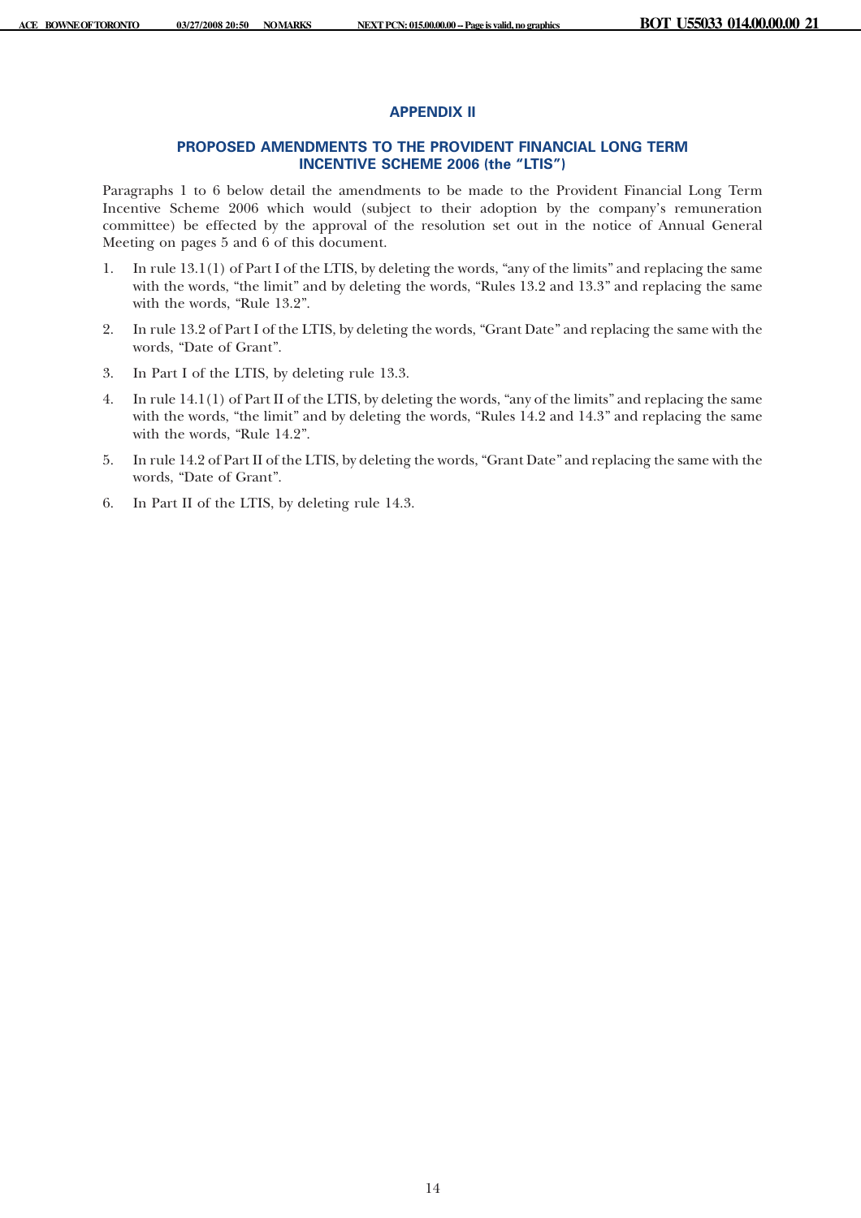## APPENDIX II

## PROPOSED AMENDMENTS TO THE PROVIDENT FINANCIAL LONG TERM INCENTIVE SCHEME 2006 (the "LTIS")

Paragraphs 1 to 6 below detail the amendments to be made to the Provident Financial Long Term Incentive Scheme 2006 which would (subject to their adoption by the company's remuneration committee) be effected by the approval of the resolution set out in the notice of Annual General Meeting on pages 5 and 6 of this document.

1. In rule 13.1(1) of Part I of the LTIS, by deleting the words, "any of the limits" and replacing the same with the words, "the limit" and by deleting the words, "Rules 13.2 and 13.3" and replacing the same with the words, "Rule 13.2".
2. In rule 13.2 of Part I of the LTIS, by deleting the words, "Grant Date" and replacing the same with the words, "Date of Grant".
3. In Part I of the LTIS, by deleting rule 13.3.
4. In rule 14.1(1) of Part II of the LTIS, by deleting the words, "any of the limits" and replacing the same with the words, "the limit" and by deleting the words, "Rules 14.2 and 14.3" and replacing the same with the words, "Rule 14.2".
5. In rule 14.2 of Part II of the LTIS, by deleting the words, "Grant Date" and replacing the same with the words, "Date of Grant".
6. In Part II of the LTIS, by deleting rule 14.3.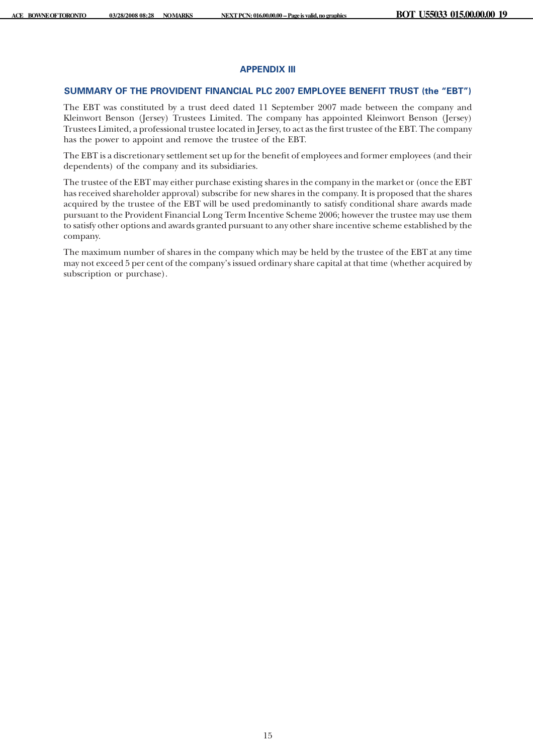## APPENDIX III

### SUMMARY OF THE PROVIDENT FINANCIAL PLC 2007 EMPLOYEE BENEFIT TRUST (the "EBT")

The EBT was constituted by a trust deed dated 11 September 2007 made between the company and Kleinwort Benson (Jersey) Trustees Limited. The company has appointed Kleinwort Benson (Jersey) Trustees Limited, a professional trustee located in Jersey, to act as the first trustee of the EBT. The company has the power to appoint and remove the trustee of the EBT.

The EBT is a discretionary settlement set up for the benefit of employees and former employees (and their dependents) of the company and its subsidiaries.

The trustee of the EBT may either purchase existing shares in the company in the market or (once the EBT has received shareholder approval) subscribe for new shares in the company. It is proposed that the shares acquired by the trustee of the EBT will be used predominantly to satisfy conditional share awards made pursuant to the Provident Financial Long Term Incentive Scheme 2006; however the trustee may use them to satisfy other options and awards granted pursuant to any other share incentive scheme established by the company.

The maximum number of shares in the company which may be held by the trustee of the EBT at any time may not exceed 5 per cent of the company's issued ordinary share capital at that time (whether acquired by subscription or purchase).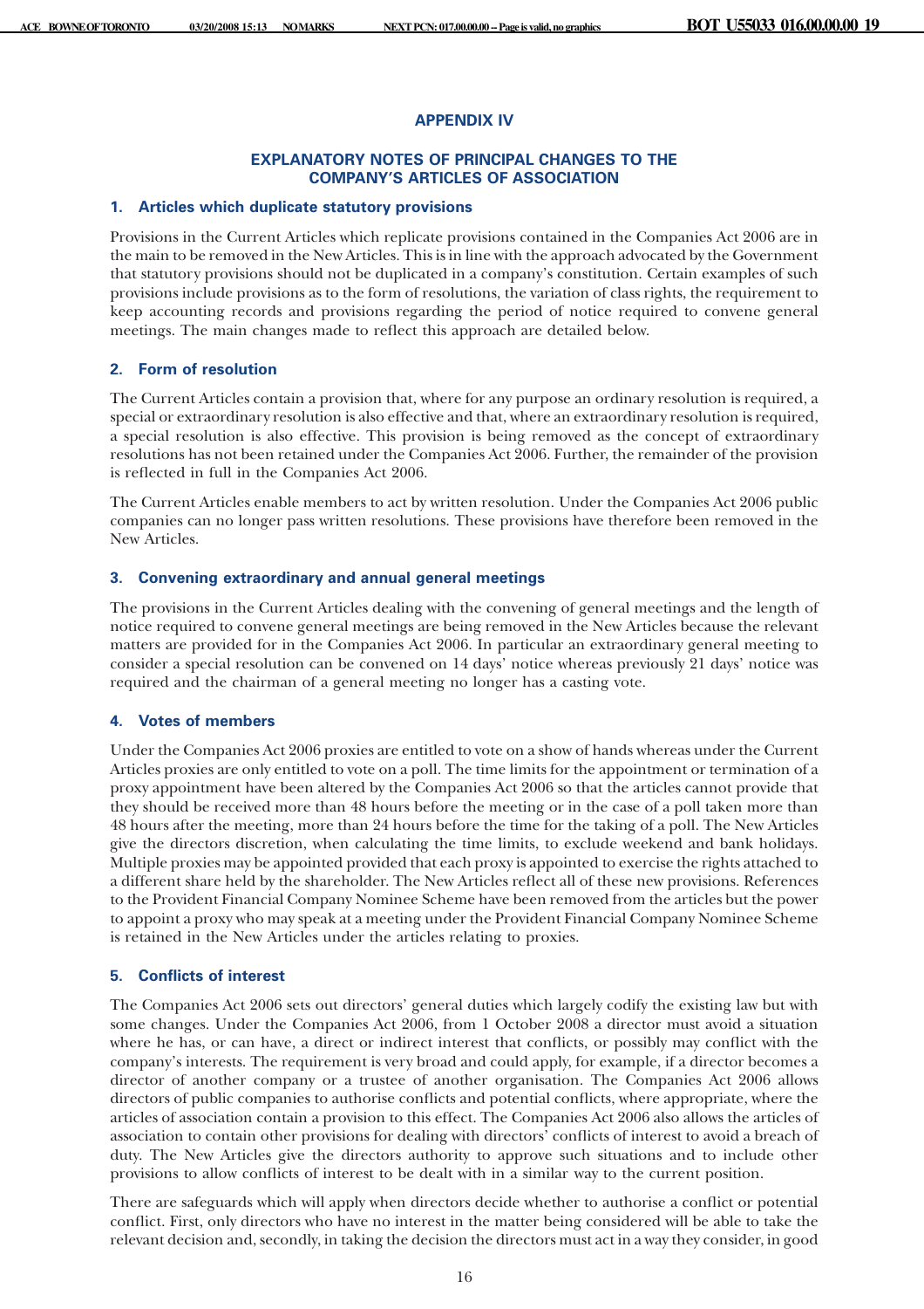# APPENDIX IV

## EXPLANATORY NOTES OF PRINCIPAL CHANGES TO THE COMPANY'S ARTICLES OF ASSOCIATION

### 1. Articles which duplicate statutory provisions

Provisions in the Current Articles which replicate provisions contained in the Companies Act 2006 are in the main to be removed in the New Articles. This is in line with the approach advocated by the Government that statutory provisions should not be duplicated in a company's constitution. Certain examples of such provisions include provisions as to the form of resolutions, the variation of class rights, the requirement to keep accounting records and provisions regarding the period of notice required to convene general meetings. The main changes made to reflect this approach are detailed below.

### 2. Form of resolution

The Current Articles contain a provision that, where for any purpose an ordinary resolution is required, a special or extraordinary resolution is also effective and that, where an extraordinary resolution is required, a special resolution is also effective. This provision is being removed as the concept of extraordinary resolutions has not been retained under the Companies Act 2006. Further, the remainder of the provision is reflected in full in the Companies Act 2006.

The Current Articles enable members to act by written resolution. Under the Companies Act 2006 public companies can no longer pass written resolutions. These provisions have therefore been removed in the New Articles.

### 3. Convening extraordinary and annual general meetings

The provisions in the Current Articles dealing with the convening of general meetings and the length of notice required to convene general meetings are being removed in the New Articles because the relevant matters are provided for in the Companies Act 2006. In particular an extraordinary general meeting to consider a special resolution can be convened on 14 days' notice whereas previously 21 days' notice was required and the chairman of a general meeting no longer has a casting vote.

### 4. Votes of members

Under the Companies Act 2006 proxies are entitled to vote on a show of hands whereas under the Current Articles proxies are only entitled to vote on a poll. The time limits for the appointment or termination of a proxy appointment have been altered by the Companies Act 2006 so that the articles cannot provide that they should be received more than 48 hours before the meeting or in the case of a poll taken more than 48 hours after the meeting, more than 24 hours before the time for the taking of a poll. The New Articles give the directors discretion, when calculating the time limits, to exclude weekend and bank holidays. Multiple proxies may be appointed provided that each proxy is appointed to exercise the rights attached to a different share held by the shareholder. The New Articles reflect all of these new provisions. References to the Provident Financial Company Nominee Scheme have been removed from the articles but the power to appoint a proxy who may speak at a meeting under the Provident Financial Company Nominee Scheme is retained in the New Articles under the articles relating to proxies.

### 5. Conflicts of interest

The Companies Act 2006 sets out directors' general duties which largely codify the existing law but with some changes. Under the Companies Act 2006, from 1 October 2008 a director must avoid a situation where he has, or can have, a direct or indirect interest that conflicts, or possibly may conflict with the company's interests. The requirement is very broad and could apply, for example, if a director becomes a director of another company or a trustee of another organisation. The Companies Act 2006 allows directors of public companies to authorise conflicts and potential conflicts, where appropriate, where the articles of association contain a provision to this effect. The Companies Act 2006 also allows the articles of association to contain other provisions for dealing with directors' conflicts of interest to avoid a breach of duty. The New Articles give the directors authority to approve such situations and to include other provisions to allow conflicts of interest to be dealt with in a similar way to the current position.

There are safeguards which will apply when directors decide whether to authorise a conflict or potential conflict. First, only directors who have no interest in the matter being considered will be able to take the relevant decision and, secondly, in taking the decision the directors must act in a way they consider, in good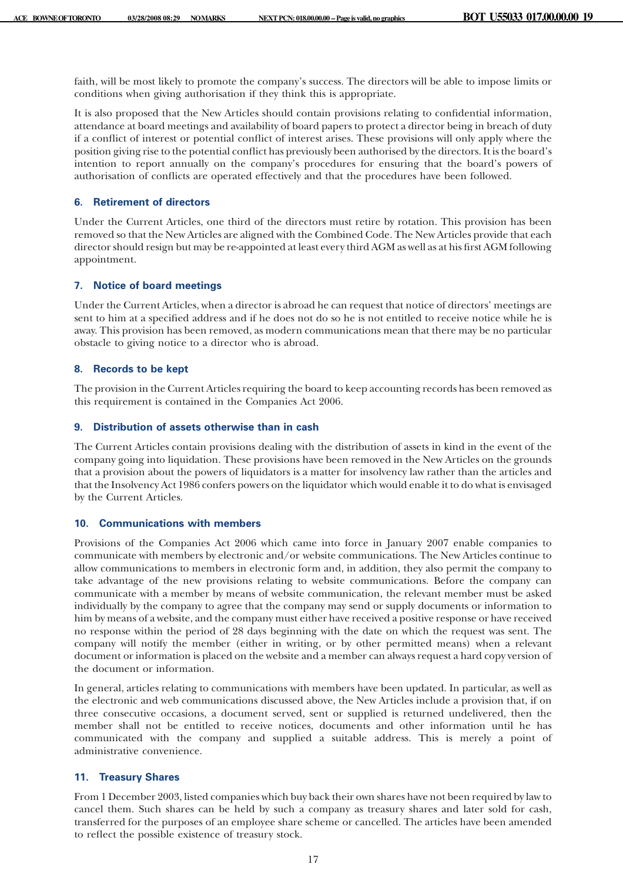faith, will be most likely to promote the company's success. The directors will be able to impose limits or conditions when giving authorisation if they think this is appropriate.

It is also proposed that the New Articles should contain provisions relating to confidential information, attendance at board meetings and availability of board papers to protect a director being in breach of duty if a conflict of interest or potential conflict of interest arises. These provisions will only apply where the position giving rise to the potential conflict has previously been authorised by the directors. It is the board's intention to report annually on the company's procedures for ensuring that the board's powers of authorisation of conflicts are operated effectively and that the procedures have been followed.

### 6. Retirement of directors

Under the Current Articles, one third of the directors must retire by rotation. This provision has been removed so that the New Articles are aligned with the Combined Code. The New Articles provide that each director should resign but may be re-appointed at least every third AGM as well as at his first AGM following appointment.

### 7. Notice of board meetings

Under the Current Articles, when a director is abroad he can request that notice of directors' meetings are sent to him at a specified address and if he does not do so he is not entitled to receive notice while he is away. This provision has been removed, as modern communications mean that there may be no particular obstacle to giving notice to a director who is abroad.

### 8. Records to be kept

The provision in the Current Articles requiring the board to keep accounting records has been removed as this requirement is contained in the Companies Act 2006.

### 9. Distribution of assets otherwise than in cash

The Current Articles contain provisions dealing with the distribution of assets in kind in the event of the company going into liquidation. These provisions have been removed in the New Articles on the grounds that a provision about the powers of liquidators is a matter for insolvency law rather than the articles and that the Insolvency Act 1986 confers powers on the liquidator which would enable it to do what is envisaged by the Current Articles.

### 10. Communications with members

Provisions of the Companies Act 2006 which came into force in January 2007 enable companies to communicate with members by electronic and/or website communications. The New Articles continue to allow communications to members in electronic form and, in addition, they also permit the company to take advantage of the new provisions relating to website communications. Before the company can communicate with a member by means of website communication, the relevant member must be asked individually by the company to agree that the company may send or supply documents or information to him by means of a website, and the company must either have received a positive response or have received no response within the period of 28 days beginning with the date on which the request was sent. The company will notify the member (either in writing, or by other permitted means) when a relevant document or information is placed on the website and a member can always request a hard copy version of the document or information.

In general, articles relating to communications with members have been updated. In particular, as well as the electronic and web communications discussed above, the New Articles include a provision that, if on three consecutive occasions, a document served, sent or supplied is returned undelivered, then the member shall not be entitled to receive notices, documents and other information until he has communicated with the company and supplied a suitable address. This is merely a point of administrative convenience.

### 11. Treasury Shares

From 1 December 2003, listed companies which buy back their own shares have not been required by law to cancel them. Such shares can be held by such a company as treasury shares and later sold for cash, transferred for the purposes of an employee share scheme or cancelled. The articles have been amended to reflect the possible existence of treasury stock.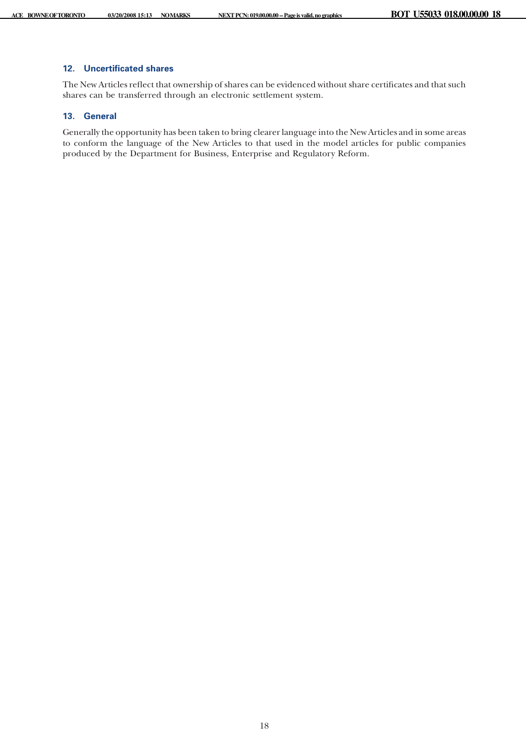### 12. Uncertificated shares

The New Articles reflect that ownership of shares can be evidenced without share certificates and that such shares can be transferred through an electronic settlement system.

### 13. General

Generally the opportunity has been taken to bring clearer language into the New Articles and in some areas to conform the language of the New Articles to that used in the model articles for public companies produced by the Department for Business, Enterprise and Regulatory Reform.